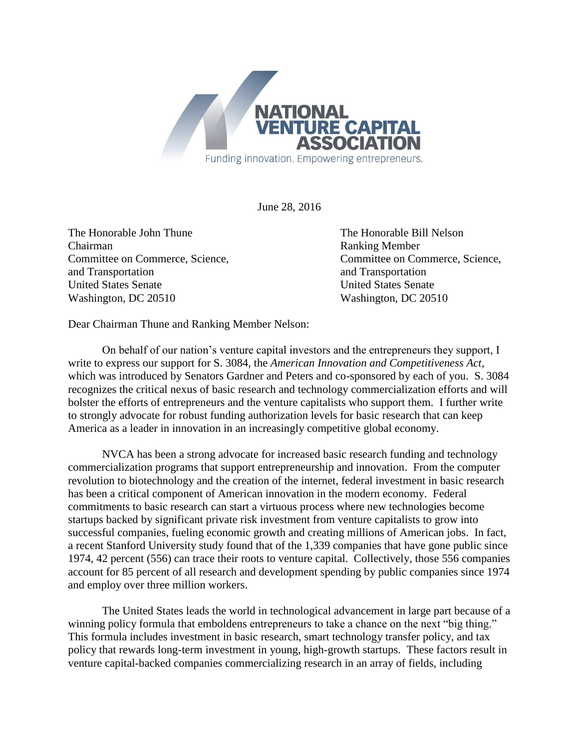NATIONAL VENTURE CAPITAL ASSOCIATION

Funding innovation. Empowering entrepreneurs.

June 28, 2016

The Honorable John Thune
Chairman
Committee on Commerce, Science, and Transportation
United States Senate
Washington, DC 20510

The Honorable Bill Nelson
Ranking Member
Committee on Commerce, Science, and Transportation
United States Senate
Washington, DC 20510

Dear Chairman Thune and Ranking Member Nelson:

On behalf of our nation's venture capital investors and the entrepreneurs they support, I write to express our support for S. 3084, the *American Innovation and Competitiveness Act*, which was introduced by Senators Gardner and Peters and co-sponsored by each of you. S. 3084 recognizes the critical nexus of basic research and technology commercialization efforts and will bolster the efforts of entrepreneurs and the venture capitalists who support them. I further write to strongly advocate for robust funding authorization levels for basic research that can keep America as a leader in innovation in an increasingly competitive global economy.

NVCA has been a strong advocate for increased basic research funding and technology commercialization programs that support entrepreneurship and innovation. From the computer revolution to biotechnology and the creation of the internet, federal investment in basic research has been a critical component of American innovation in the modern economy. Federal commitments to basic research can start a virtuous process where new technologies become startups backed by significant private risk investment from venture capitalists to grow into successful companies, fueling economic growth and creating millions of American jobs. In fact, a recent Stanford University study found that of the 1,339 companies that have gone public since 1974, 42 percent (556) can trace their roots to venture capital. Collectively, those 556 companies account for 85 percent of all research and development spending by public companies since 1974 and employ over three million workers.

The United States leads the world in technological advancement in large part because of a winning policy formula that emboldens entrepreneurs to take a chance on the next "big thing." This formula includes investment in basic research, smart technology transfer policy, and tax policy that rewards long-term investment in young, high-growth startups. These factors result in venture capital-backed companies commercializing research in an array of fields, including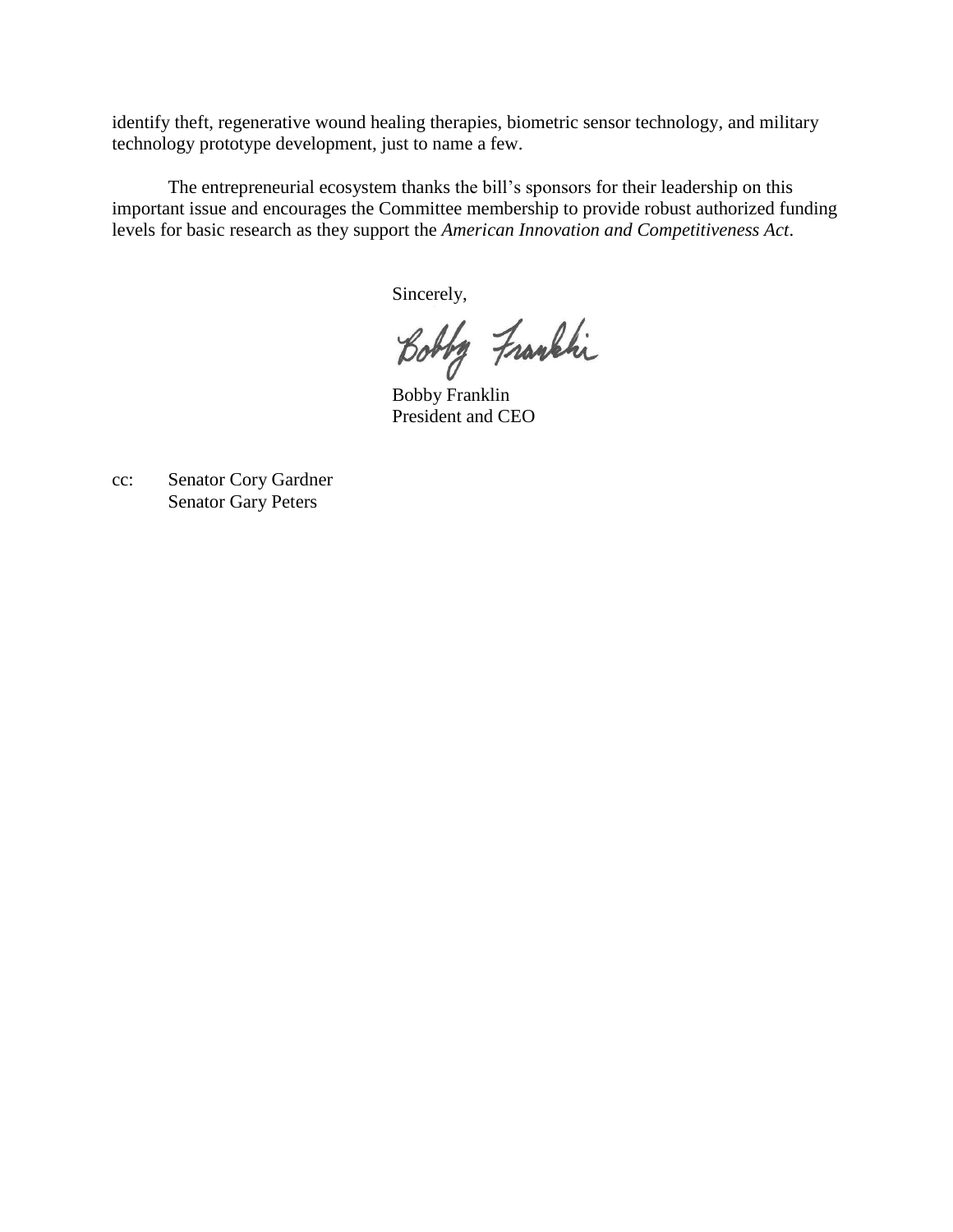identify theft, regenerative wound healing therapies, biometric sensor technology, and military technology prototype development, just to name a few.

The entrepreneurial ecosystem thanks the bill's sponsors for their leadership on this important issue and encourages the Committee membership to provide robust authorized funding levels for basic research as they support the *American Innovation and Competitiveness Act*.

Sincerely,

Bobby Franklin

Bobby Franklin
President and CEO

cc: Senator Cory Gardner
Senator Gary Peters